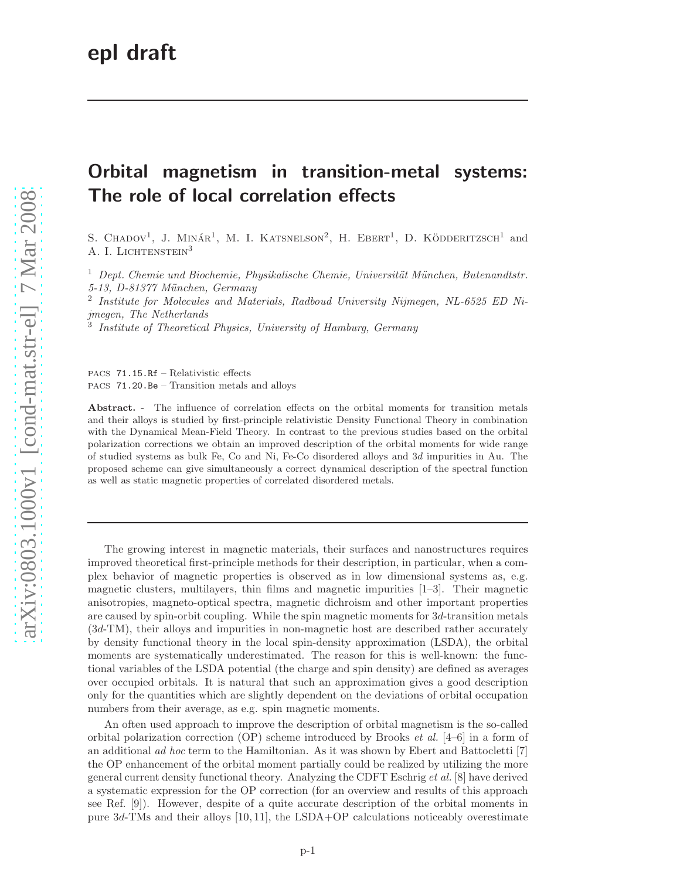epl draft

# Orbital magnetism in transition-metal systems: The role of local correlation effects

S. Chadov[1], J. Minár[1], M. I. Katsnelson[2], H. Ebert[1], D. Ködderitzsch[1] and A. I. Lichtenstein[3]

[1] *Dept. Chemie und Biochemie, Physikalische Chemie, Universität München, Butenandtstr. 5-13, D-81377 München, Germany*

[2] *Institute for Molecules and Materials, Radboud University Nijmegen, NL-6525 ED Nijmegen, The Netherlands*

[3] *Institute of Theoretical Physics, University of Hamburg, Germany*

PACS 71.15.Rf – Relativistic effects
PACS 71.20.Be – Transition metals and alloys

**Abstract.** - The influence of correlation effects on the orbital moments for transition metals and their alloys is studied by first-principle relativistic Density Functional Theory in combination with the Dynamical Mean-Field Theory. In contrast to the previous studies based on the orbital polarization corrections we obtain an improved description of the orbital moments for wide range of studied systems as bulk Fe, Co and Ni, Fe-Co disordered alloys and $3d$ impurities in Au. The proposed scheme can give simultaneously a correct dynamical description of the spectral function as well as static magnetic properties of correlated disordered metals.

The growing interest in magnetic materials, their surfaces and nanostructures requires improved theoretical first-principle methods for their description, in particular, when a complex behavior of magnetic properties is observed as in low dimensional systems as, e.g. magnetic clusters, multilayers, thin films and magnetic impurities [1–3]. Their magnetic anisotropies, magneto-optical spectra, magnetic dichroism and other important properties are caused by spin-orbit coupling. While the spin magnetic moments for $3d$-transition metals ($3d$-TM), their alloys and impurities in non-magnetic host are described rather accurately by density functional theory in the local spin-density approximation (LSDA), the orbital moments are systematically underestimated. The reason for this is well-known: the functional variables of the LSDA potential (the charge and spin density) are defined as averages over occupied orbitals. It is natural that such an approximation gives a good description only for the quantities which are slightly dependent on the deviations of orbital occupation numbers from their average, as e.g. spin magnetic moments.

An often used approach to improve the description of orbital magnetism is the so-called orbital polarization correction (OP) scheme introduced by Brooks *et al.* [4–6] in a form of an additional *ad hoc* term to the Hamiltonian. As it was shown by Ebert and Battocletti [7] the OP enhancement of the orbital moment partially could be realized by utilizing the more general current density functional theory. Analyzing the CDFT Eschrig *et al.* [8] have derived a systematic expression for the OP correction (for an overview and results of this approach see Ref. [9]). However, despite of a quite accurate description of the orbital moments in pure $3d$-TMs and their alloys [10, 11], the LSDA+OP calculations noticeably overestimate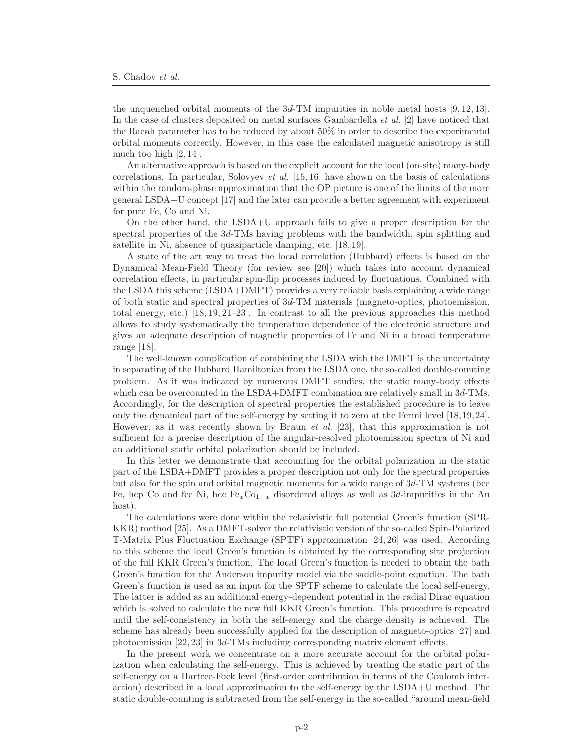the unquenched orbital moments of the 3$d$-TM impurities in noble metal hosts [9, 12, 13]. In the case of clusters deposited on metal surfaces Gambardella *et al.* [2] have noticed that the Racah parameter has to be reduced by about 50% in order to describe the experimental orbital moments correctly. However, in this case the calculated magnetic anisotropy is still much too high [2, 14].

An alternative approach is based on the explicit account for the local (on-site) many-body correlations. In particular, Solovyev *et al.* [15, 16] have shown on the basis of calculations within the random-phase approximation that the OP picture is one of the limits of the more general LSDA+U concept [17] and the later can provide a better agreement with experiment for pure Fe, Co and Ni.

On the other hand, the LSDA+U approach fails to give a proper description for the spectral properties of the 3$d$-TMs having problems with the bandwidth, spin splitting and satellite in Ni, absence of quasiparticle damping, etc. [18, 19].

A state of the art way to treat the local correlation (Hubbard) effects is based on the Dynamical Mean-Field Theory (for review see [20]) which takes into account dynamical correlation effects, in particular spin-flip processes induced by fluctuations. Combined with the LSDA this scheme (LSDA+DMFT) provides a very reliable basis explaining a wide range of both static and spectral properties of 3$d$-TM materials (magneto-optics, photoemission, total energy, etc.) [18, 19, 21–23]. In contrast to all the previous approaches this method allows to study systematically the temperature dependence of the electronic structure and gives an adequate description of magnetic properties of Fe and Ni in a broad temperature range [18].

The well-known complication of combining the LSDA with the DMFT is the uncertainty in separating of the Hubbard Hamiltonian from the LSDA one, the so-called double-counting problem. As it was indicated by numerous DMFT studies, the static many-body effects which can be overcounted in the LSDA+DMFT combination are relatively small in 3$d$-TMs. Accordingly, for the description of spectral properties the established procedure is to leave only the dynamical part of the self-energy by setting it to zero at the Fermi level [18, 19, 24]. However, as it was recently shown by Braun *et al.* [23], that this approximation is not sufficient for a precise description of the angular-resolved photoemission spectra of Ni and an additional static orbital polarization should be included.

In this letter we demonstrate that accounting for the orbital polarization in the static part of the LSDA+DMFT provides a proper description not only for the spectral properties but also for the spin and orbital magnetic moments for a wide range of 3$d$-TM systems (bcc Fe, hcp Co and fcc Ni, bcc $Fe_xCo_{1-x}$ disordered alloys as well as 3$d$-impurities in the Au host).

The calculations were done within the relativistic full potential Green's function (SPR-KKR) method [25]. As a DMFT-solver the relativistic version of the so-called Spin-Polarized T-Matrix Plus Fluctuation Exchange (SPTF) approximation [24, 26] was used. According to this scheme the local Green's function is obtained by the corresponding site projection of the full KKR Green's function. The local Green's function is needed to obtain the bath Green's function for the Anderson impurity model via the saddle-point equation. The bath Green's function is used as an input for the SPTF scheme to calculate the local self-energy. The latter is added as an additional energy-dependent potential in the radial Dirac equation which is solved to calculate the new full KKR Green's function. This procedure is repeated until the self-consistency in both the self-energy and the charge density is achieved. The scheme has already been successfully applied for the description of magneto-optics [27] and photoemission [22, 23] in 3$d$-TMs including corresponding matrix element effects.

In the present work we concentrate on a more accurate account for the orbital polarization when calculating the self-energy. This is achieved by treating the static part of the self-energy on a Hartree-Fock level (first-order contribution in terms of the Coulomb interaction) described in a local approximation to the self-energy by the LSDA+U method. The static double-counting is subtracted from the self-energy in the so-called "around mean-field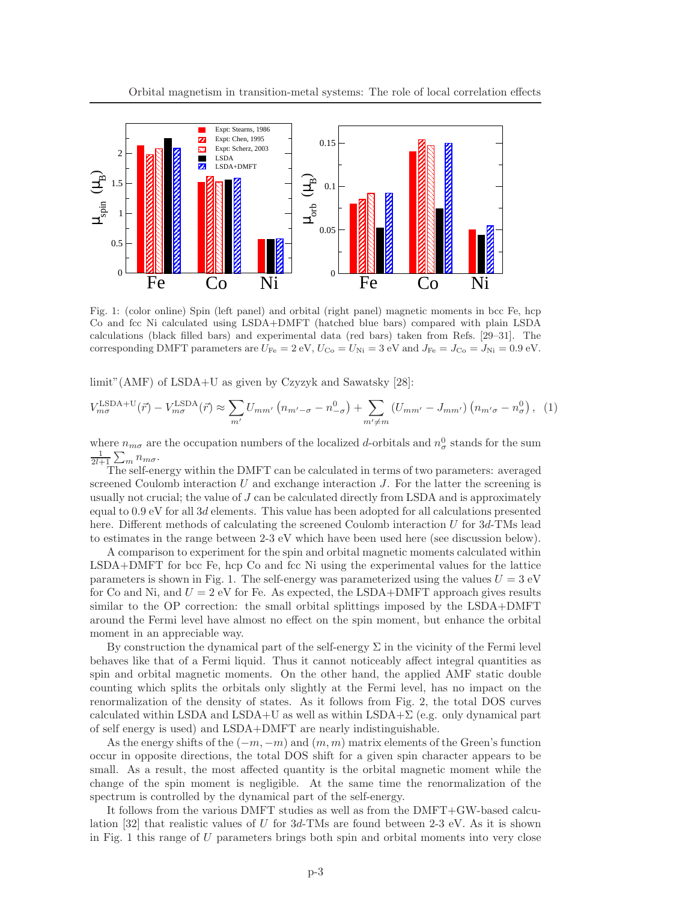Fig. 1: (color online) Spin (left panel) and orbital (right panel) magnetic moments in bcc Fe, hcp Co and fcc Ni calculated using LSDA+DMFT (hatched blue bars) compared with plain LSDA calculations (black filled bars) and experimental data (red bars) taken from Refs. [29–31]. The corresponding DMFT parameters are $U_{\mathrm{Fe}} = 2$ eV, $U_{\mathrm{Co}} = U_{\mathrm{Ni}} = 3$ eV and $J_{\mathrm{Fe}} = J_{\mathrm{Co}} = J_{\mathrm{Ni}} = 0.9$ eV.

limit"(AMF) of LSDA+U as given by Czyzyk and Sawatsky [28]:

$$V_{m\sigma}^{\mathrm{LSDA+U}}(\vec{r}) - V_{m\sigma}^{\mathrm{LSDA}}(\vec{r}) \approx \sum_{m'} U_{mm'} \left(n_{m'-\sigma} - n_{-\sigma}^{0}\right) + \sum_{m' \neq m} \left(U_{mm'} - J_{mm'}\right)\left(n_{m'\sigma} - n_{\sigma}^{0}\right), \quad (1)$$

where $n_{m\sigma}$ are the occupation numbers of the localized $d$-orbitals and $n_{\sigma}^{0}$ stands for the sum $\frac{1}{2l+1}\sum_{m} n_{m\sigma}$.

The self-energy within the DMFT can be calculated in terms of two parameters: averaged screened Coulomb interaction $U$ and exchange interaction $J$. For the latter the screening is usually not crucial; the value of $J$ can be calculated directly from LSDA and is approximately equal to 0.9 eV for all 3$d$ elements. This value has been adopted for all calculations presented here. Different methods of calculating the screened Coulomb interaction $U$ for 3$d$-TMs lead to estimates in the range between 2-3 eV which have been used here (see discussion below).

A comparison to experiment for the spin and orbital magnetic moments calculated within LSDA+DMFT for bcc Fe, hcp Co and fcc Ni using the experimental values for the lattice parameters is shown in Fig. 1. The self-energy was parameterized using the values $U = 3$ eV for Co and Ni, and $U = 2$ eV for Fe. As expected, the LSDA+DMFT approach gives results similar to the OP correction: the small orbital splittings imposed by the LSDA+DMFT around the Fermi level have almost no effect on the spin moment, but enhance the orbital moment in an appreciable way.

By construction the dynamical part of the self-energy $\Sigma$ in the vicinity of the Fermi level behaves like that of a Fermi liquid. Thus it cannot noticeably affect integral quantities as spin and orbital magnetic moments. On the other hand, the applied AMF static double counting which splits the orbitals only slightly at the Fermi level, has no impact on the renormalization of the density of states. As it follows from Fig. 2, the total DOS curves calculated within LSDA and LSDA+U as well as within LSDA+$\Sigma$ (e.g. only dynamical part of self energy is used) and LSDA+DMFT are nearly indistinguishable.

As the energy shifts of the $(-m, -m)$ and $(m, m)$ matrix elements of the Green's function occur in opposite directions, the total DOS shift for a given spin character appears to be small. As a result, the most affected quantity is the orbital magnetic moment while the change of the spin moment is negligible. At the same time the renormalization of the spectrum is controlled by the dynamical part of the self-energy.

It follows from the various DMFT studies as well as from the DMFT+GW-based calculation [32] that realistic values of $U$ for 3$d$-TMs are found between 2-3 eV. As it is shown in Fig. 1 this range of $U$ parameters brings both spin and orbital moments into very close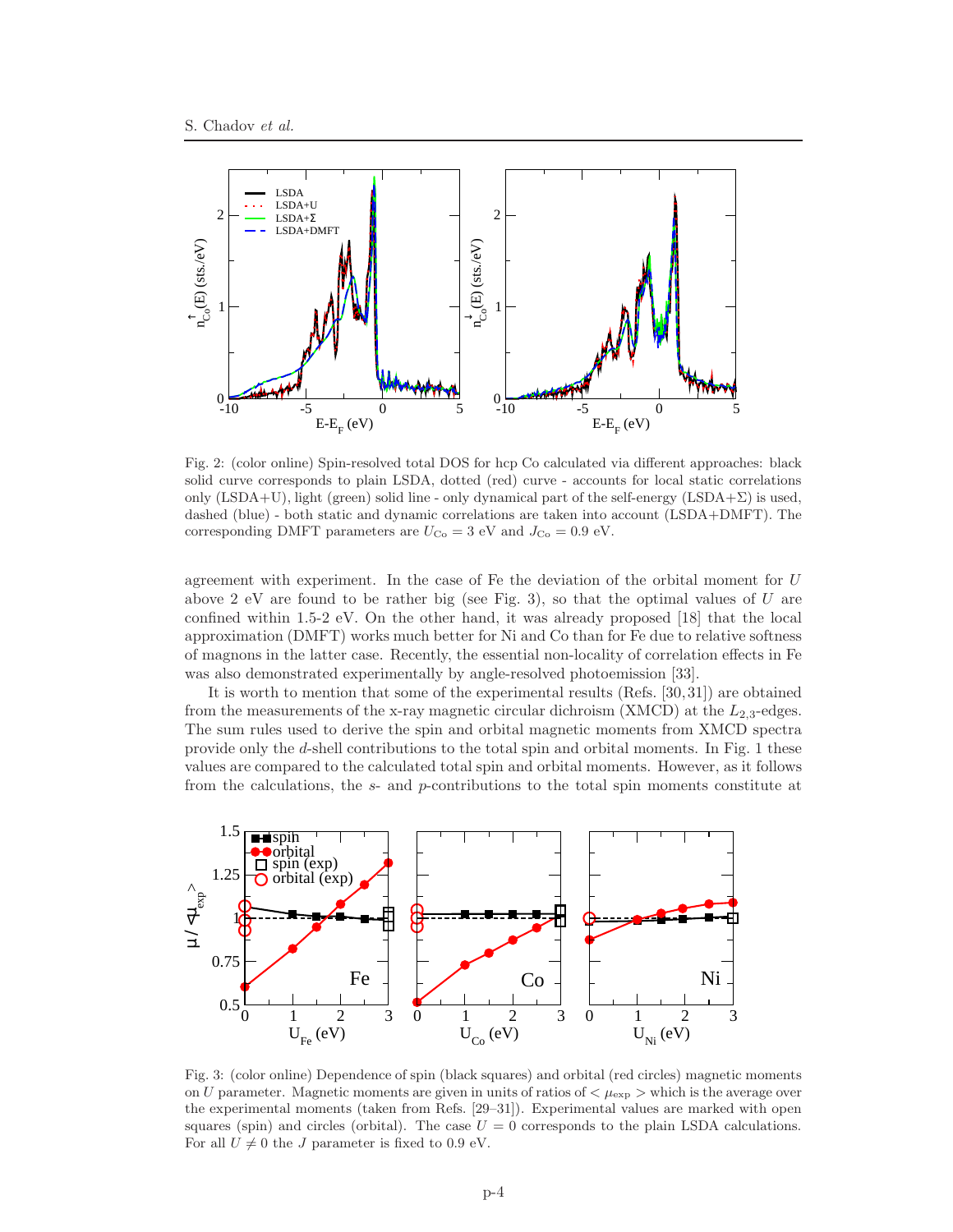Fig. 2: (color online) Spin-resolved total DOS for hcp Co calculated via different approaches: black solid curve corresponds to plain LSDA, dotted (red) curve - accounts for local static correlations only (LSDA+U), light (green) solid line - only dynamical part of the self-energy (LSDA+Σ) is used, dashed (blue) - both static and dynamic correlations are taken into account (LSDA+DMFT). The corresponding DMFT parameters are $U_{\mathrm{Co}} = 3$ eV and $J_{\mathrm{Co}} = 0.9$ eV.

agreement with experiment. In the case of Fe the deviation of the orbital moment for $U$ above 2 eV are found to be rather big (see Fig. 3), so that the optimal values of $U$ are confined within 1.5-2 eV. On the other hand, it was already proposed [18] that the local approximation (DMFT) works much better for Ni and Co than for Fe due to relative softness of magnons in the latter case. Recently, the essential non-locality of correlation effects in Fe was also demonstrated experimentally by angle-resolved photoemission [33].

It is worth to mention that some of the experimental results (Refs. [30,31]) are obtained from the measurements of the x-ray magnetic circular dichroism (XMCD) at the $L_{2,3}$-edges. The sum rules used to derive the spin and orbital magnetic moments from XMCD spectra provide only the $d$-shell contributions to the total spin and orbital moments. In Fig. 1 these values are compared to the calculated total spin and orbital moments. However, as it follows from the calculations, the $s$- and $p$-contributions to the total spin moments constitute at

Fig. 3: (color online) Dependence of spin (black squares) and orbital (red circles) magnetic moments on $U$ parameter. Magnetic moments are given in units of ratios of $<\mu_{\mathrm{exp}}>$ which is the average over the experimental moments (taken from Refs. [29–31]). Experimental values are marked with open squares (spin) and circles (orbital). The case $U = 0$ corresponds to the plain LSDA calculations. For all $U \neq 0$ the $J$ parameter is fixed to 0.9 eV.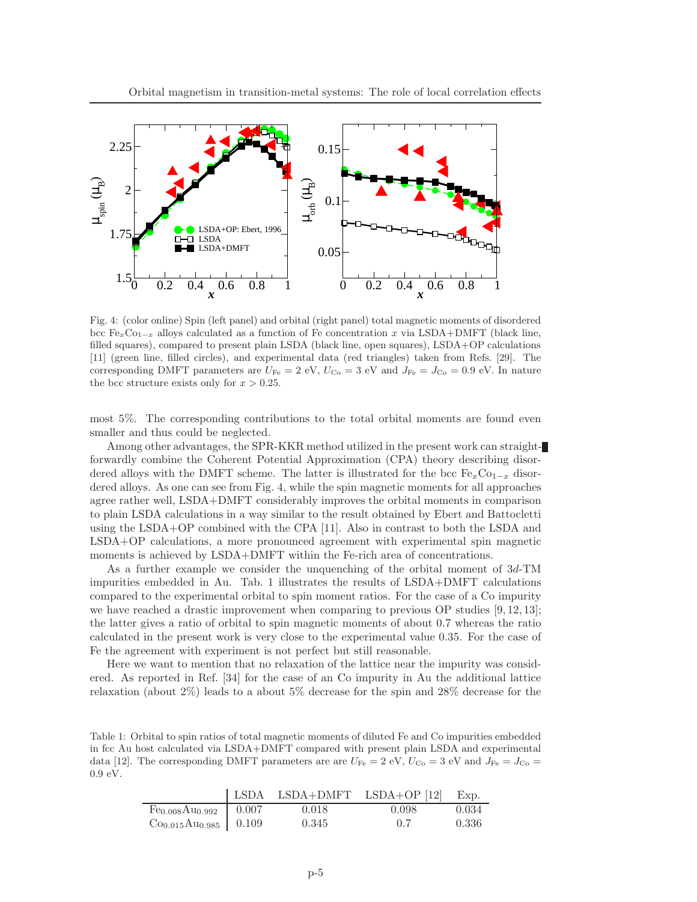Fig. 4: (color online) Spin (left panel) and orbital (right panel) total magnetic moments of disordered bcc $Fe_xCo_{1-x}$ alloys calculated as a function of Fe concentration $x$ via LSDA+DMFT (black line, filled squares), compared to present plain LSDA (black line, open squares), LSDA+OP calculations [11] (green line, filled circles), and experimental data (red triangles) taken from Refs. [29]. The corresponding DMFT parameters are $U_{\rm Fe} = 2$ eV, $U_{\rm Co} = 3$ eV and $J_{\rm Fe} = J_{\rm Co} = 0.9$ eV. In nature the bcc structure exists only for $x > 0.25$.

most 5%. The corresponding contributions to the total orbital moments are found even smaller and thus could be neglected.

Among other advantages, the SPR-KKR method utilized in the present work can straightforwardly combine the Coherent Potential Approximation (CPA) theory describing disordered alloys with the DMFT scheme. The latter is illustrated for the bcc $Fe_xCo_{1-x}$ disordered alloys. As one can see from Fig. 4, while the spin magnetic moments for all approaches agree rather well, LSDA+DMFT considerably improves the orbital moments in comparison to plain LSDA calculations in a way similar to the result obtained by Ebert and Battocletti using the LSDA+OP combined with the CPA [11]. Also in contrast to both the LSDA and LSDA+OP calculations, a more pronounced agreement with experimental spin magnetic moments is achieved by LSDA+DMFT within the Fe-rich area of concentrations.

As a further example we consider the unquenching of the orbital moment of $3d$-TM impurities embedded in Au. Tab. 1 illustrates the results of LSDA+DMFT calculations compared to the experimental orbital to spin moment ratios. For the case of a Co impurity we have reached a drastic improvement when comparing to previous OP studies [9, 12, 13]; the latter gives a ratio of orbital to spin magnetic moments of about 0.7 whereas the ratio calculated in the present work is very close to the experimental value 0.35. For the case of Fe the agreement with experiment is not perfect but still reasonable.

Here we want to mention that no relaxation of the lattice near the impurity was considered. As reported in Ref. [34] for the case of an Co impurity in Au the additional lattice relaxation (about 2%) leads to a about 5% decrease for the spin and 28% decrease for the

Table 1: Orbital to spin ratios of total magnetic moments of diluted Fe and Co impurities embedded in fcc Au host calculated via LSDA+DMFT compared with present plain LSDA and experimental data [12]. The corresponding DMFT parameters are are $U_{\rm Fe} = 2$ eV, $U_{\rm Co} = 3$ eV and $J_{\rm Fe} = J_{\rm Co} = 0.9$ eV.

| | LSDA | LSDA+DMFT | LSDA+OP [12] | Exp. |
|---|---|---|---|---|
| $Fe_{0.008}Au_{0.992}$ | 0.007 | 0.018 | 0.098 | 0.034 |
| $Co_{0.015}Au_{0.985}$ | 0.109 | 0.345 | 0.7 | 0.336 |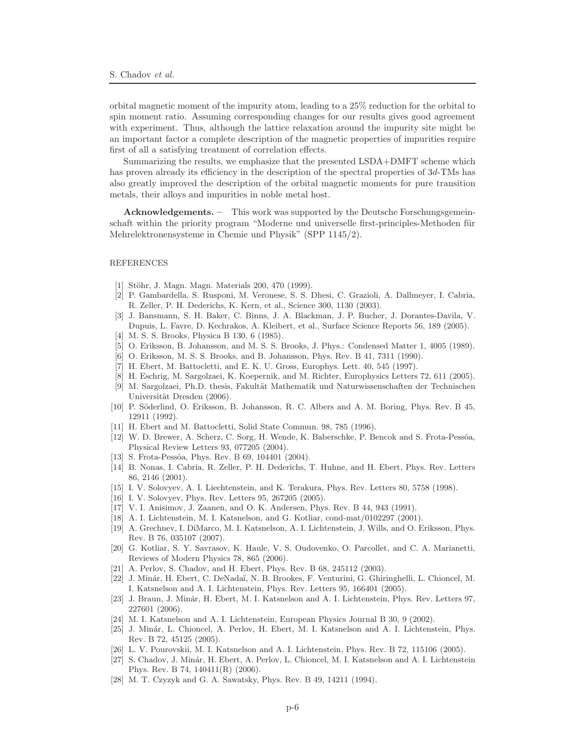orbital magnetic moment of the impurity atom, leading to a 25% reduction for the orbital to spin moment ratio. Assuming corresponding changes for our results gives good agreement with experiment. Thus, although the lattice relaxation around the impurity site might be an important factor a complete description of the magnetic properties of impurities require first of all a satisfying treatment of correlation effects.

Summarizing the results, we emphasize that the presented LSDA+DMFT scheme which has proven already its efficiency in the description of the spectral properties of $3d$-TMs has also greatly improved the description of the orbital magnetic moments for pure transition metals, their alloys and impurities in noble metal host.

**Acknowledgements.** – This work was supported by the Deutsche Forschungsgemeinschaft within the priority program "Moderne und universelle first-principles-Methoden für Mehrelektronensysteme in Chemie und Physik" (SPP 1145/2).

REFERENCES

[1] Stöhr, J. Magn. Magn. Materials 200, 470 (1999).
[2] P. Gambardella, S. Rusponi, M. Veronese, S. S. Dhesi, C. Grazioli, A. Dallmeyer, I. Cabria, R. Zeller, P. H. Dederichs, K. Kern, et al., Science 300, 1130 (2003).
[3] J. Bansmann, S. H. Baker, C. Binns, J. A. Blackman, J. P. Bucher, J. Dorantes-Davila, V. Dupuis, L. Favre, D. Kechrakos, A. Kleibert, et al., Surface Science Reports 56, 189 (2005).
[4] M. S. S. Brooks, Physica B 130, 6 (1985).
[5] O. Eriksson, B. Johansson, and M. S. S. Brooks, J. Phys.: Condensed Matter 1, 4005 (1989).
[6] O. Eriksson, M. S. S. Brooks, and B. Johansson, Phys. Rev. B 41, 7311 (1990).
[7] H. Ebert, M. Battocletti, and E. K. U. Gross, Europhys. Lett. 40, 545 (1997).
[8] H. Eschrig, M. Sargolzaei, K. Koepernik, and M. Richter, Europhysics Letters 72, 611 (2005).
[9] M. Sargolzaei, Ph.D. thesis, Fakultät Mathematik und Naturwissenschaften der Technischen Universität Dresden (2006).
[10] P. Söderlind, O. Eriksson, B. Johansson, R. C. Albers and A. M. Boring, Phys. Rev. B 45, 12911 (1992).
[11] H. Ebert and M. Battocletti, Solid State Commun. 98, 785 (1996).
[12] W. D. Brewer, A. Scherz, C. Sorg, H. Wende, K. Baberschke, P. Bencok and S. Frota-Pessôa, Physical Review Letters 93, 077205 (2004).
[13] S. Frota-Pessôa, Phys. Rev. B 69, 104401 (2004).
[14] B. Nonas, I. Cabria, R. Zeller, P. H. Dederichs, T. Huhne, and H. Ebert, Phys. Rev. Letters 86, 2146 (2001).
[15] I. V. Solovyev, A. I. Liechtenstein, and K. Terakura, Phys. Rev. Letters 80, 5758 (1998).
[16] I. V. Solovyev, Phys. Rev. Letters 95, 267205 (2005).
[17] V. I. Anisimov, J. Zaanen, and O. K. Andersen, Phys. Rev. B 44, 943 (1991).
[18] A. I. Lichtenstein, M. I. Katsnelson, and G. Kotliar, cond-mat/0102297 (2001).
[19] A. Grechnev, I. DiMarco, M. I. Katsnelson, A. I. Lichtenstein, J. Wills, and O. Eriksson, Phys. Rev. B 76, 035107 (2007).
[20] G. Kotliar, S. Y. Savrasov, K. Haule, V. S. Oudovenko, O. Parcollet, and C. A. Marianetti, Reviews of Modern Physics 78, 865 (2006).
[21] A. Perlov, S. Chadov, and H. Ebert, Phys. Rev. B 68, 245112 (2003).
[22] J. Minár, H. Ebert, C. DeNadaï, N. B. Brookes, F. Venturini, G. Ghiringhelli, L. Chioncel, M. I. Katsnelson and A. I. Lichtenstein, Phys. Rev. Letters 95, 166401 (2005).
[23] J. Braun, J. Minár, H. Ebert, M. I. Katsnelson and A. I. Lichtenstein, Phys. Rev. Letters 97, 227601 (2006).
[24] M. I. Katsnelson and A. I. Lichtenstein, European Physics Journal B 30, 9 (2002).
[25] J. Minár, L. Chioncel, A. Perlov, H. Ebert, M. I. Katsnelson and A. I. Lichtenstein, Phys. Rev. B 72, 45125 (2005).
[26] L. V. Pourovskii, M. I. Katsnelson and A. I. Lichtenstein, Phys. Rev. B 72, 115106 (2005).
[27] S. Chadov, J. Minár, H. Ebert, A. Perlov, L. Chioncel, M. I. Katsnelson and A. I. Lichtenstein Phys. Rev. B 74, 140411(R) (2006).
[28] M. T. Czyzyk and G. A. Sawatsky, Phys. Rev. B 49, 14211 (1994).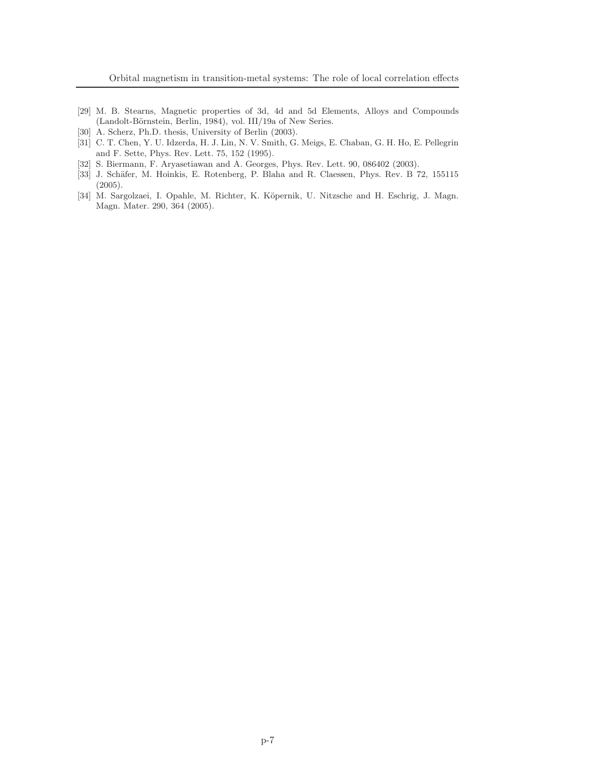[29] M. B. Stearns, Magnetic properties of 3d, 4d and 5d Elements, Alloys and Compounds (Landolt-Börnstein, Berlin, 1984), vol. III/19a of New Series.

[30] A. Scherz, Ph.D. thesis, University of Berlin (2003).

[31] C. T. Chen, Y. U. Idzerda, H. J. Lin, N. V. Smith, G. Meigs, E. Chaban, G. H. Ho, E. Pellegrin and F. Sette, Phys. Rev. Lett. 75, 152 (1995).

[32] S. Biermann, F. Aryasetiawan and A. Georges, Phys. Rev. Lett. 90, 086402 (2003).

[33] J. Schäfer, M. Hoinkis, E. Rotenberg, P. Blaha and R. Claessen, Phys. Rev. B 72, 155115 (2005).

[34] M. Sargolzaei, I. Opahle, M. Richter, K. Köpernik, U. Nitzsche and H. Eschrig, J. Magn. Magn. Mater. 290, 364 (2005).